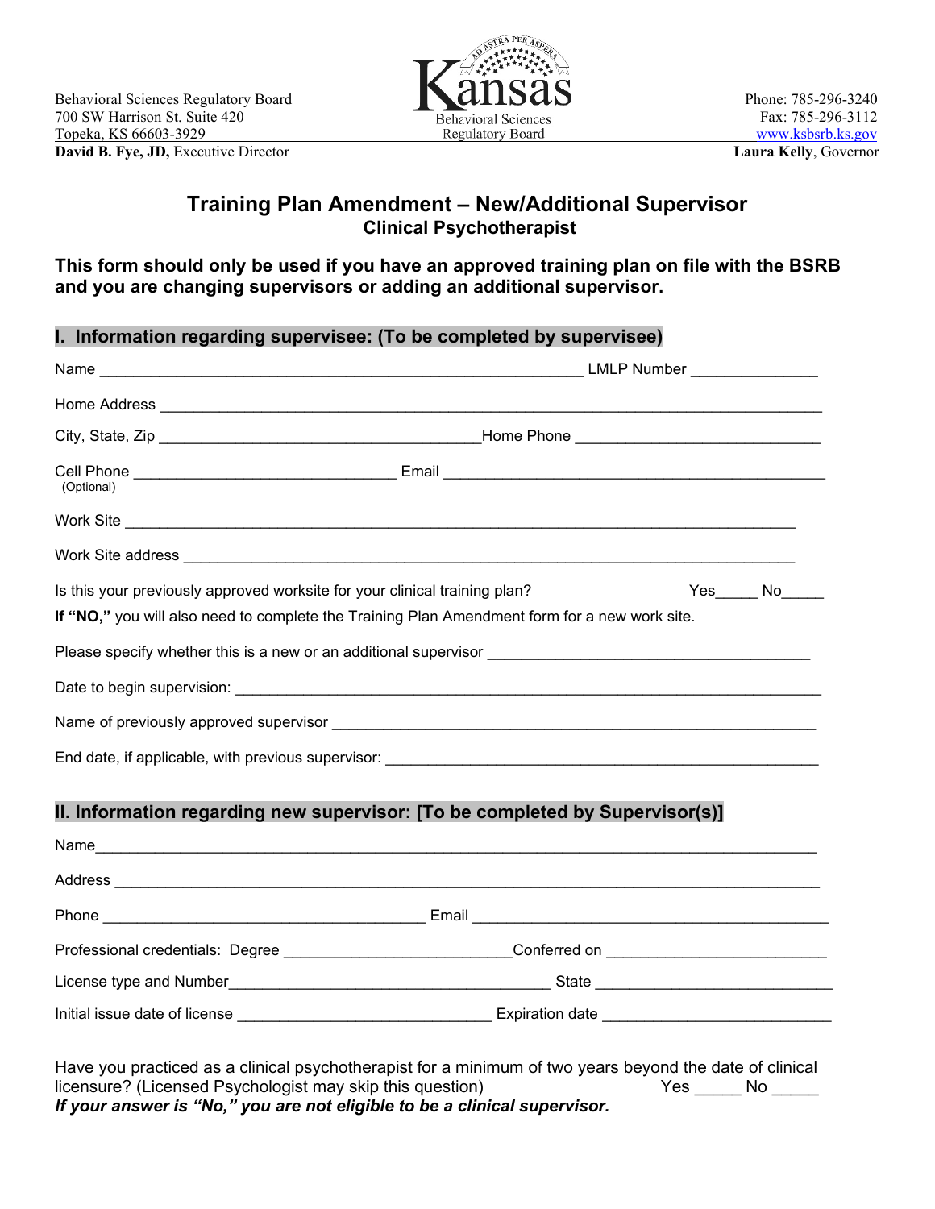Behavioral Sciences Regulatory Board
700 SW Harrison St. Suite 420
Topeka, KS 66603-3929
**David B. Fye, JD,** Executive Director

Kansas Behavioral Sciences Regulatory Board

Phone: 785-296-3240
Fax: 785-296-3112
www.ksbsrb.ks.gov
**Laura Kelly**, Governor

# Training Plan Amendment – New/Additional Supervisor

## Clinical Psychotherapist

**This form should only be used if you have an approved training plan on file with the BSRB and you are changing supervisors or adding an additional supervisor.**

## I. Information regarding supervisee: (To be completed by supervisee)

Name _______________________________________________ LMLP Number ______________

Home Address _______________________________________________________________

City, State, Zip _______________________________ Home Phone ___________________________

Cell Phone _____________________________ Email ____________________________________________
(Optional)

Work Site ___________________________________________________________________________

Work Site address ____________________________________________________________________

Is this your previously approved worksite for your clinical training plan? Yes_____ No_____

**If "NO,"** you will also need to complete the Training Plan Amendment form for a new work site.

Please specify whether this is a new or an additional supervisor ____________________________________

Date to begin supervision: _____________________________________________________________

Name of previously approved supervisor ___________________________________________________

End date, if applicable, with previous supervisor: ____________________________________________

## II. Information regarding new supervisor: [To be completed by Supervisor(s)]

Name_______________________________________________________________________________

Address _____________________________________________________________________________

Phone ____________________________________ Email ______________________________________

Professional credentials: Degree __________________________Conferred on ________________________

License type and Number________________________________________ State ___________________________

Initial issue date of license ____________________________ Expiration date __________________________

Have you practiced as a clinical psychotherapist for a minimum of two years beyond the date of clinical licensure? (Licensed Psychologist may skip this question) Yes _____ No _____
***If your answer is "No," you are not eligible to be a clinical supervisor.***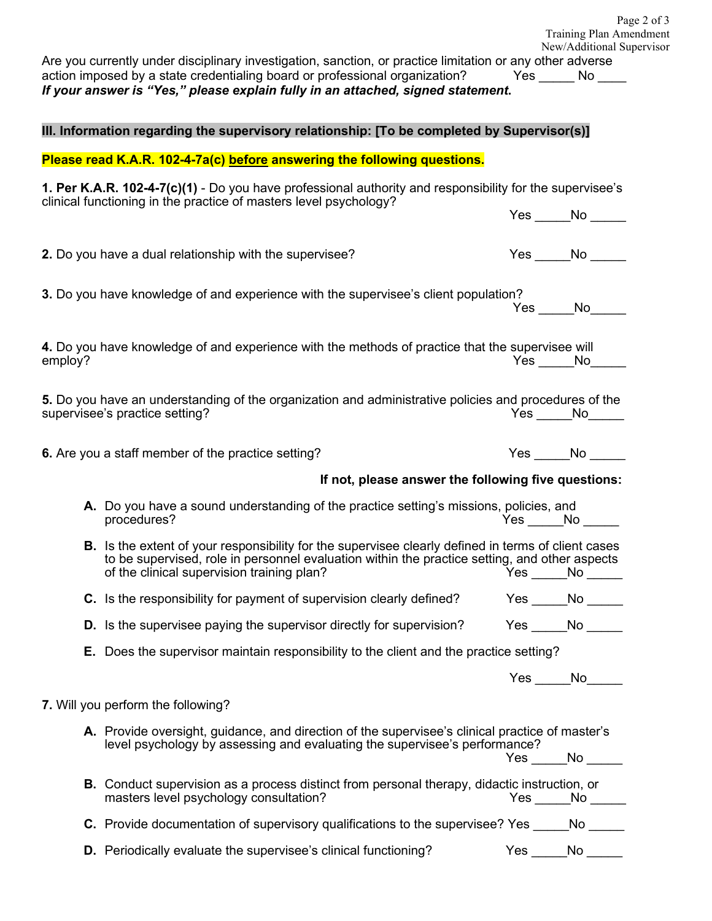Are you currently under disciplinary investigation, sanction, or practice limitation or any other adverse action imposed by a state credentialing board or professional organization? Yes _____ No ____

***If your answer is "Yes," please explain fully in an attached, signed statement.***

## III. Information regarding the supervisory relationship: [To be completed by Supervisor(s)]

**Please read K.A.R. 102-4-7a(c) before answering the following questions.**

**1. Per K.A.R. 102-4-7(c)(1)** - Do you have professional authority and responsibility for the supervisee's clinical functioning in the practice of masters level psychology? Yes _____No _____

**2.** Do you have a dual relationship with the supervisee? Yes _____No _____

**3.** Do you have knowledge of and experience with the supervisee's client population? Yes _____No_____

**4.** Do you have knowledge of and experience with the methods of practice that the supervisee will employ? Yes _____No_____

**5.** Do you have an understanding of the organization and administrative policies and procedures of the supervisee's practice setting? Yes _____No_____

**6.** Are you a staff member of the practice setting? Yes _____No _____

**If not, please answer the following five questions:**

- **A.** Do you have a sound understanding of the practice setting's missions, policies, and procedures? Yes _____No _____
- **B.** Is the extent of your responsibility for the supervisee clearly defined in terms of client cases to be supervised, role in personnel evaluation within the practice setting, and other aspects of the clinical supervision training plan? Yes _____No _____
- **C.** Is the responsibility for payment of supervision clearly defined? Yes _____No _____
- **D.** Is the supervisee paying the supervisor directly for supervision? Yes _____No _____
- **E.** Does the supervisor maintain responsibility to the client and the practice setting? Yes _____No_____

**7.** Will you perform the following?

- **A.** Provide oversight, guidance, and direction of the supervisee's clinical practice of master's level psychology by assessing and evaluating the supervisee's performance? Yes _____No _____
- **B.** Conduct supervision as a process distinct from personal therapy, didactic instruction, or masters level psychology consultation? Yes _____No _____
- **C.** Provide documentation of supervisory qualifications to the supervisee? Yes _____No _____
- **D.** Periodically evaluate the supervisee's clinical functioning? Yes _____No _____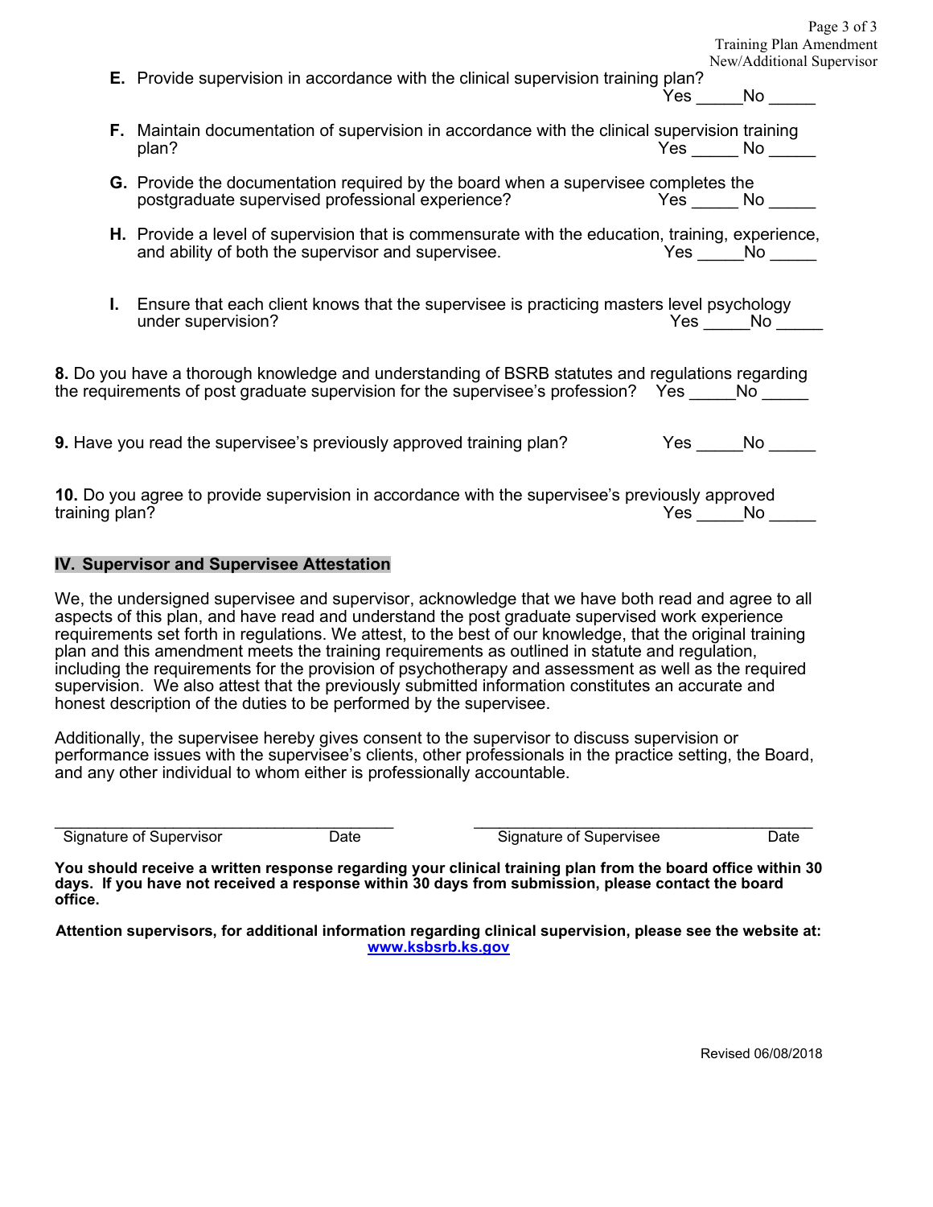**E.** Provide supervision in accordance with the clinical supervision training plan? Yes _____No _____

**F.** Maintain documentation of supervision in accordance with the clinical supervision training plan? Yes _____ No _____

**G.** Provide the documentation required by the board when a supervisee completes the postgraduate supervised professional experience? Yes _____ No _____

**H.** Provide a level of supervision that is commensurate with the education, training, experience, and ability of both the supervisor and supervisee. Yes _____No _____

**I.** Ensure that each client knows that the supervisee is practicing masters level psychology under supervision? Yes _____No _____

**8.** Do you have a thorough knowledge and understanding of BSRB statutes and regulations regarding the requirements of post graduate supervision for the supervisee's profession? Yes _____No _____

**9.** Have you read the supervisee's previously approved training plan? Yes _____No _____

**10.** Do you agree to provide supervision in accordance with the supervisee's previously approved training plan? Yes _____No _____

## IV. Supervisor and Supervisee Attestation

We, the undersigned supervisee and supervisor, acknowledge that we have both read and agree to all aspects of this plan, and have read and understand the post graduate supervised work experience requirements set forth in regulations. We attest, to the best of our knowledge, that the original training plan and this amendment meets the training requirements as outlined in statute and regulation, including the requirements for the provision of psychotherapy and assessment as well as the required supervision. We also attest that the previously submitted information constitutes an accurate and honest description of the duties to be performed by the supervisee.

Additionally, the supervisee hereby gives consent to the supervisor to discuss supervision or performance issues with the supervisee's clients, other professionals in the practice setting, the Board, and any other individual to whom either is professionally accountable.

_______________________________________ _______________________________________

Signature of Supervisor Date Signature of Supervisee Date

**You should receive a written response regarding your clinical training plan from the board office within 30 days. If you have not received a response within 30 days from submission, please contact the board office.**

**Attention supervisors, for additional information regarding clinical supervision, please see the website at: [www.ksbsrb.ks.gov](http://www.ksbsrb.ks.gov)**

Revised 06/08/2018